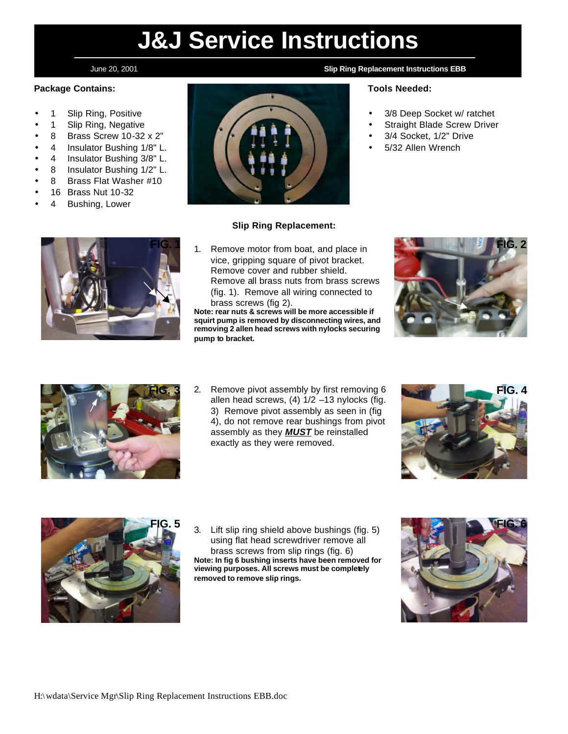# J&J Service Instructions

June 20, 2001 **Slip Ring Replacement Instructions EBB**

**Package Contains:**

- 1 Slip Ring, Positive
- 1 Slip Ring, Negative
- 8 Brass Screw 10-32 x 2"
- 4 Insulator Bushing 1/8" L.
- 4 Insulator Bushing 3/8" L.
- 8 Insulator Bushing 1/2" L.
- 8 Brass Flat Washer #10
- 16 Brass Nut 10-32
- 4 Bushing, Lower

**Tools Needed:**

- 3/8 Deep Socket w/ ratchet
- Straight Blade Screw Driver
- 3/4 Socket, 1/2" Drive
- 5/32 Allen Wrench

### Slip Ring Replacement:

FIG. 1

FIG. 2

1. Remove motor from boat, and place in vice, gripping square of pivot bracket. Remove cover and rubber shield. Remove all brass nuts from brass screws (fig. 1). Remove all wiring connected to brass screws (fig 2).

**Note: rear nuts & screws will be more accessible if squirt pump is removed by disconnecting wires, and removing 2 allen head screws with nylocks securing pump to bracket.**

FIG. 3

FIG. 4

2. Remove pivot assembly by first removing 6 allen head screws, (4) 1/2 –13 nylocks (fig. 3) Remove pivot assembly as seen in (fig 4), do not remove rear bushings from pivot assembly as they ***MUST*** be reinstalled exactly as they were removed.

FIG. 5

FIG. 6

3. Lift slip ring shield above bushings (fig. 5) using flat head screwdriver remove all brass screws from slip rings (fig. 6)

**Note: In fig 6 bushing inserts have been removed for viewing purposes. All screws must be completely removed to remove slip rings.**

H:\wdata\Service Mgr\Slip Ring Replacement Instructions EBB.doc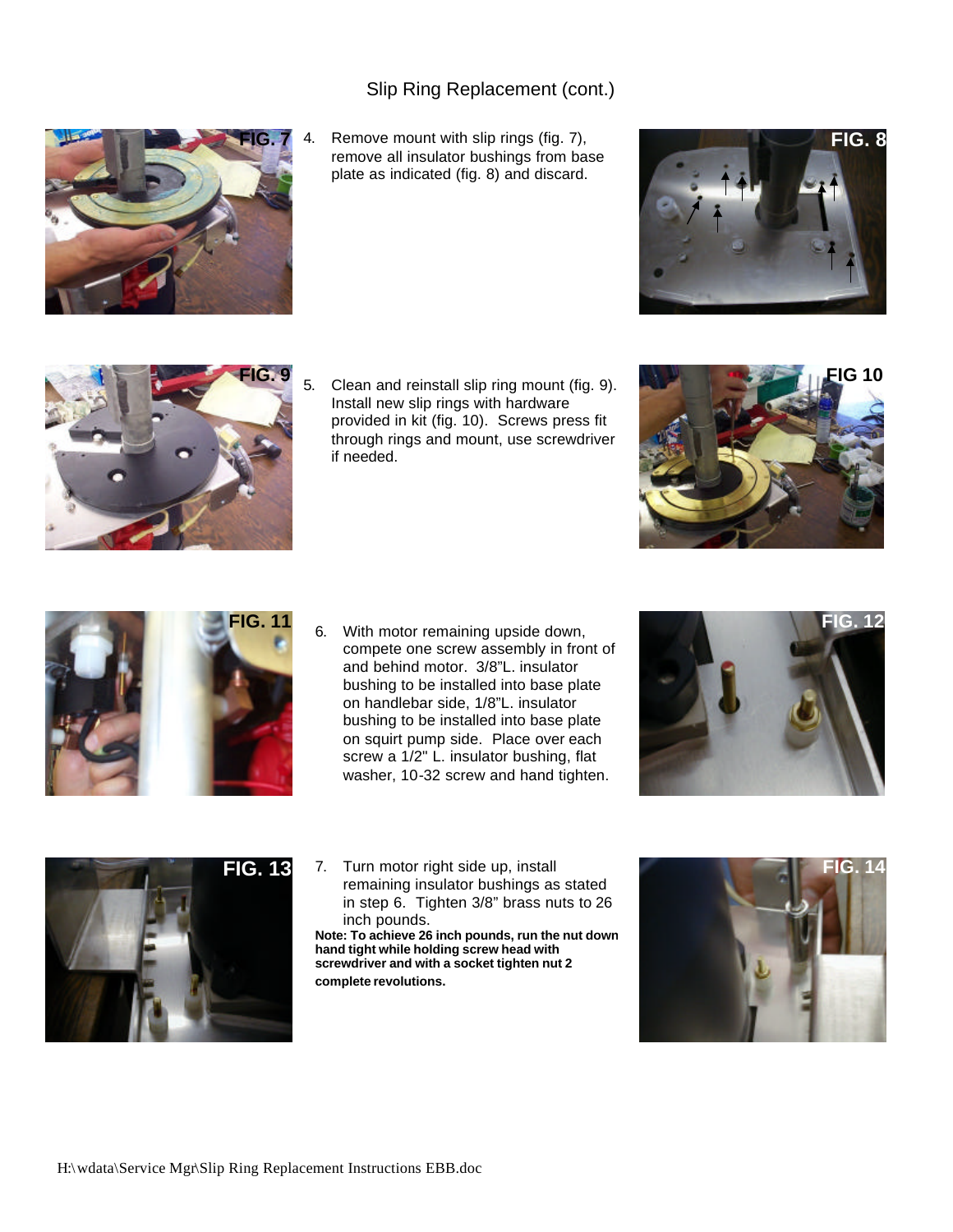## Slip Ring Replacement (cont.)

FIG. 7

4. Remove mount with slip rings (fig. 7), remove all insulator bushings from base plate as indicated (fig. 8) and discard.

FIG. 8

FIG. 9

5. Clean and reinstall slip ring mount (fig. 9). Install new slip rings with hardware provided in kit (fig. 10). Screws press fit through rings and mount, use screwdriver if needed.

FIG 10

FIG. 11

6. With motor remaining upside down, compete one screw assembly in front of and behind motor. 3/8"L. insulator bushing to be installed into base plate on handlebar side, 1/8"L. insulator bushing to be installed into base plate on squirt pump side. Place over each screw a 1/2" L. insulator bushing, flat washer, 10-32 screw and hand tighten.

FIG. 12

FIG. 13

7. Turn motor right side up, install remaining insulator bushings as stated in step 6. Tighten 3/8" brass nuts to 26 inch pounds.

**Note: To achieve 26 inch pounds, run the nut down hand tight while holding screw head with screwdriver and with a socket tighten nut 2 complete revolutions.**

FIG. 14

H:\wdata\Service Mgr\Slip Ring Replacement Instructions EBB.doc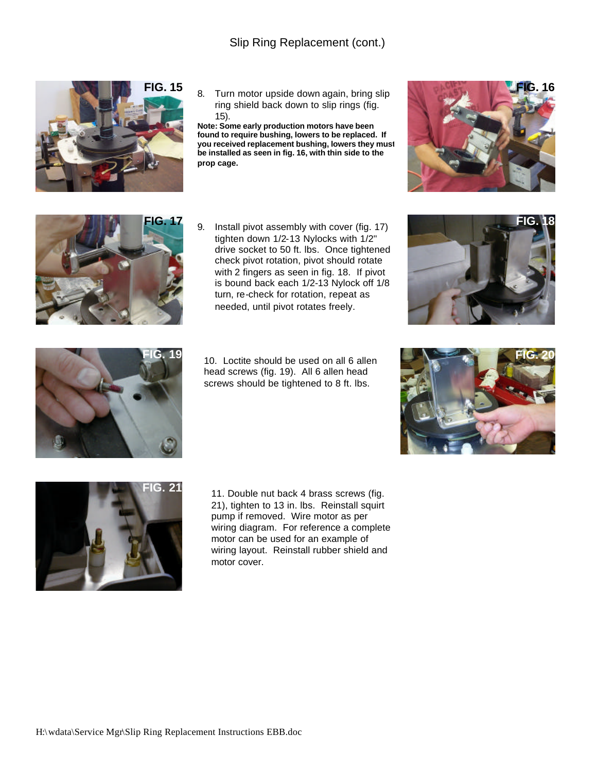Slip Ring Replacement (cont.)

8. Turn motor upside down again, bring slip ring shield back down to slip rings (fig. 15).

**Note: Some early production motors have been found to require bushing, lowers to be replaced. If you received replacement bushing, lowers they must be installed as seen in fig. 16, with thin side to the prop cage.**

9. Install pivot assembly with cover (fig. 17) tighten down 1/2-13 Nylocks with 1/2" drive socket to 50 ft. lbs. Once tightened check pivot rotation, pivot should rotate with 2 fingers as seen in fig. 18. If pivot is bound back each 1/2-13 Nylock off 1/8 turn, re-check for rotation, repeat as needed, until pivot rotates freely.

10. Loctite should be used on all 6 allen head screws (fig. 19). All 6 allen head screws should be tightened to 8 ft. lbs.

11. Double nut back 4 brass screws (fig. 21), tighten to 13 in. lbs. Reinstall squirt pump if removed. Wire motor as per wiring diagram. For reference a complete motor can be used for an example of wiring layout. Reinstall rubber shield and motor cover.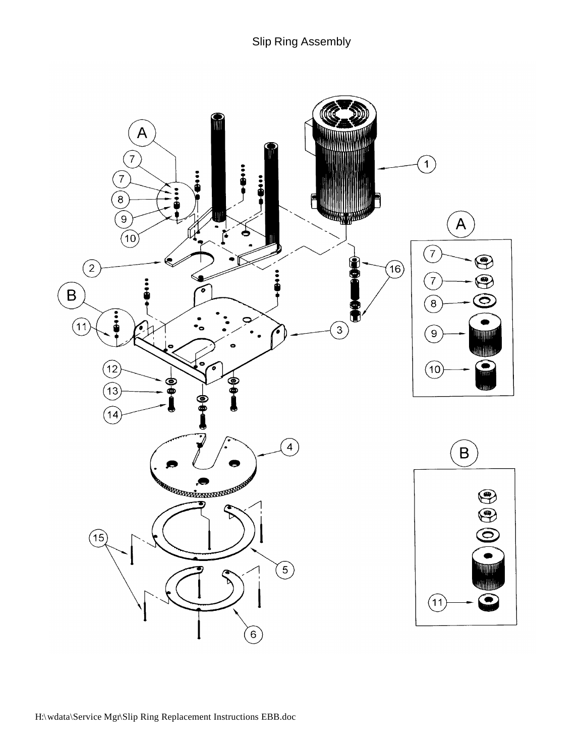# Slip Ring Assembly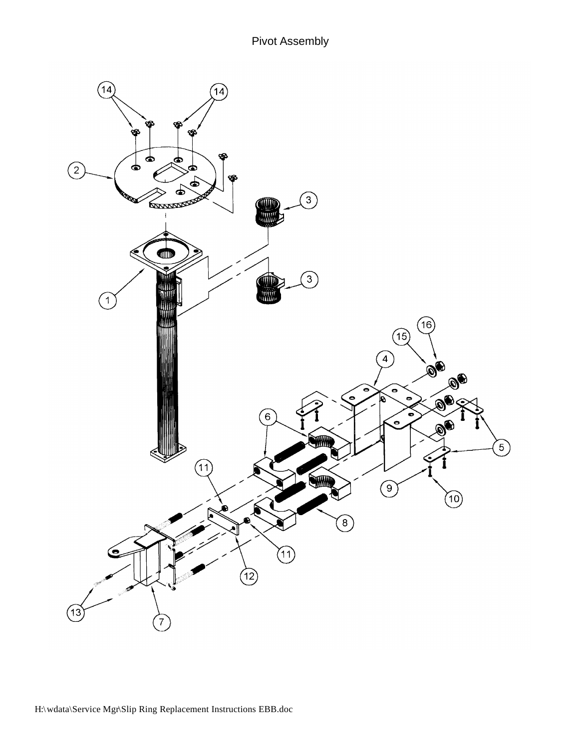# Pivot Assembly

14 14 14

2

3

3

1

16

15

4

6

5

11

9

10

8

11

12

13

7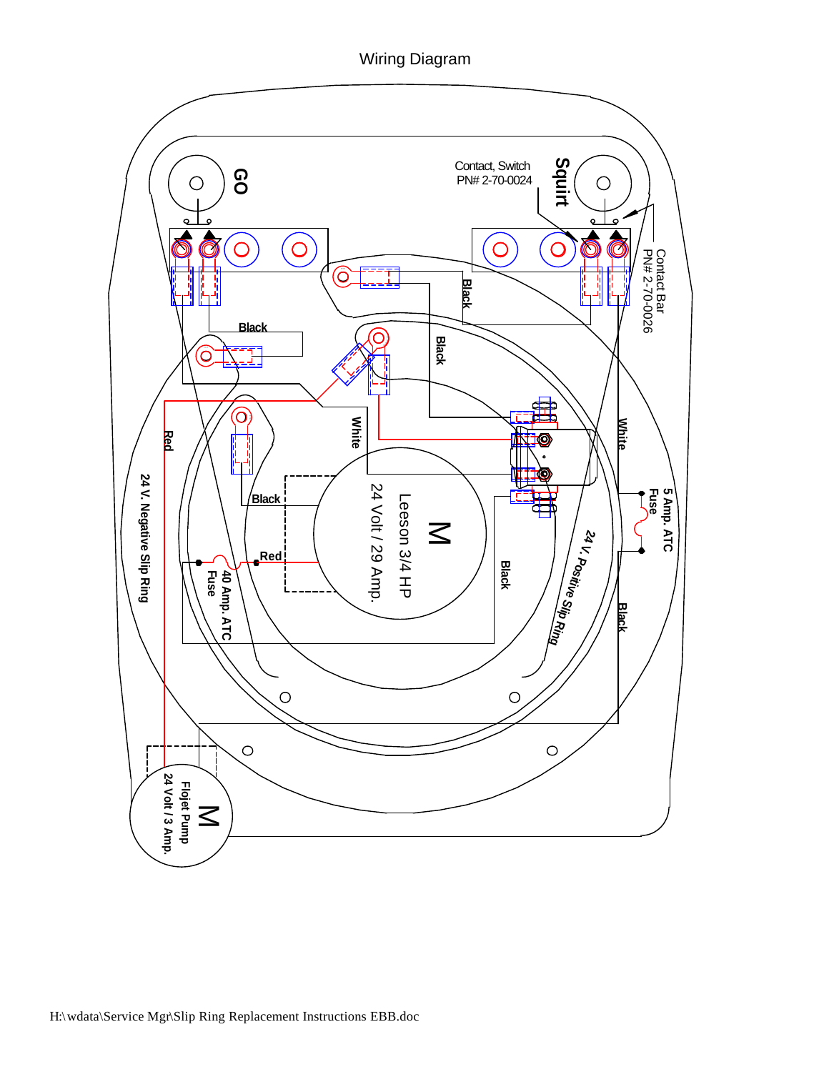# Wiring Diagram

GO

Squirt

Contact, Switch
PN# 2-70-0024

Contact Bar
PN# 2-70-0026

Black

Black

Black

White

White

Red

Red

Black

Black

Black

24 V. Negative Slip Ring

24 V. Positive Slip Ring

M
Leeson 3/4 HP
24 Volt / 29 Amp.

40 Amp. ATC
Fuse

5 Amp. ATC
Fuse

M
Flojet Pump
24 Volt / 3 Amp.

H:\wdata\Service Mgr\Slip Ring Replacement Instructions EBB.doc